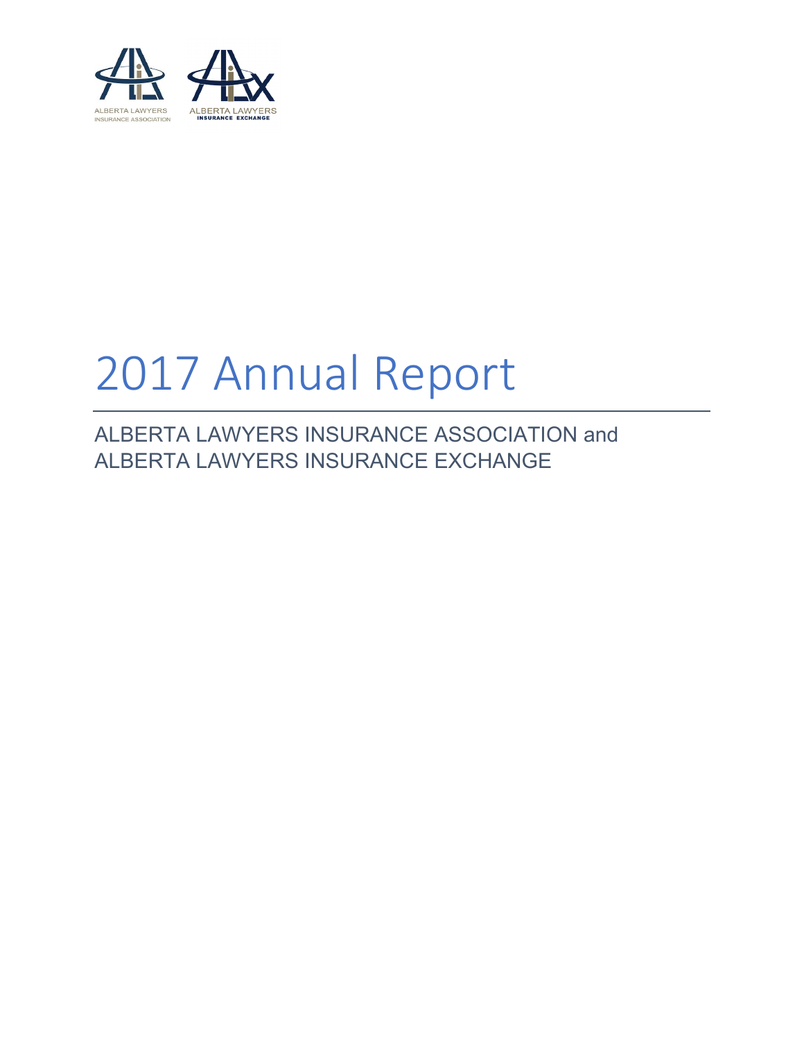ALBERTA LAWYERS INSURANCE ASSOCIATION

ALBERTA LAWYERS INSURANCE EXCHANGE

# 2017 Annual Report

ALBERTA LAWYERS INSURANCE ASSOCIATION and ALBERTA LAWYERS INSURANCE EXCHANGE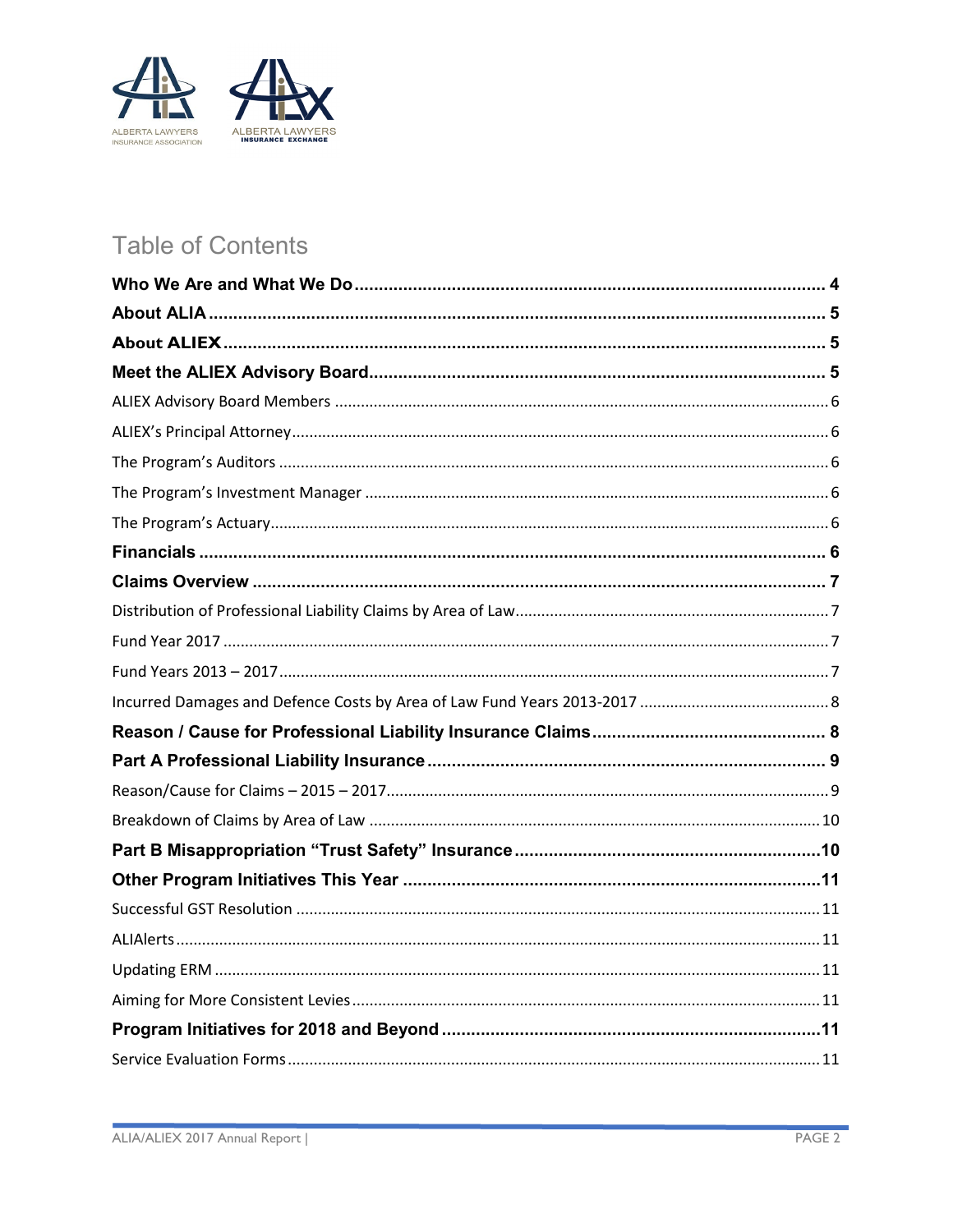ALBERTA LAWYERS INSURANCE ASSOCIATION

ALBERTA LAWYERS INSURANCE EXCHANGE

# Table of Contents

**Who We Are and What We Do** .......... 4

**About ALIA** .......... 5

**About ALIEX** .......... 5

**Meet the ALIEX Advisory Board** .......... 5

ALIEX Advisory Board Members .......... 6

ALIEX's Principal Attorney .......... 6

The Program's Auditors .......... 6

The Program's Investment Manager .......... 6

The Program's Actuary .......... 6

**Financials** .......... 6

**Claims Overview** .......... 7

Distribution of Professional Liability Claims by Area of Law .......... 7

Fund Year 2017 .......... 7

Fund Years 2013 – 2017 .......... 7

Incurred Damages and Defence Costs by Area of Law Fund Years 2013-2017 .......... 8

**Reason / Cause for Professional Liability Insurance Claims** .......... 8

**Part A Professional Liability Insurance** .......... 9

Reason/Cause for Claims – 2015 – 2017 .......... 9

Breakdown of Claims by Area of Law .......... 10

**Part B Misappropriation "Trust Safety" Insurance** .......... 10

**Other Program Initiatives This Year** .......... 11

Successful GST Resolution .......... 11

ALIAlerts .......... 11

Updating ERM .......... 11

Aiming for More Consistent Levies .......... 11

**Program Initiatives for 2018 and Beyond** .......... 11

Service Evaluation Forms .......... 11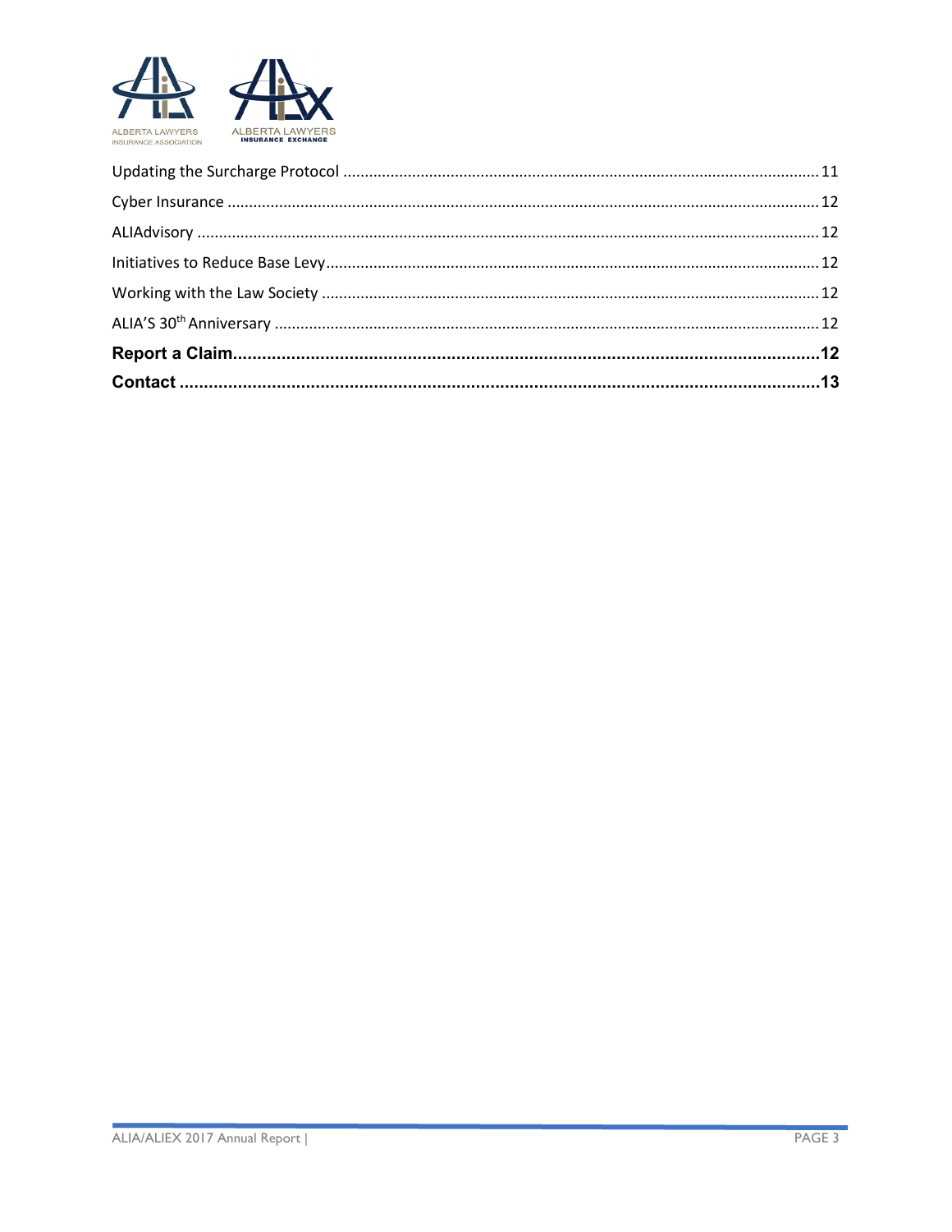Updating the Surcharge Protocol ..................................................................................................... 11

Cyber Insurance ............................................................................................................................. 12

ALIAdvisory .................................................................................................................................... 12

Initiatives to Reduce Base Levy ...................................................................................................... 12

Working with the Law Society ........................................................................................................ 12

ALIA'S 30th Anniversary ................................................................................................................. 12

**Report a Claim ........................................................................................................................ 12**

**Contact .................................................................................................................................... 13**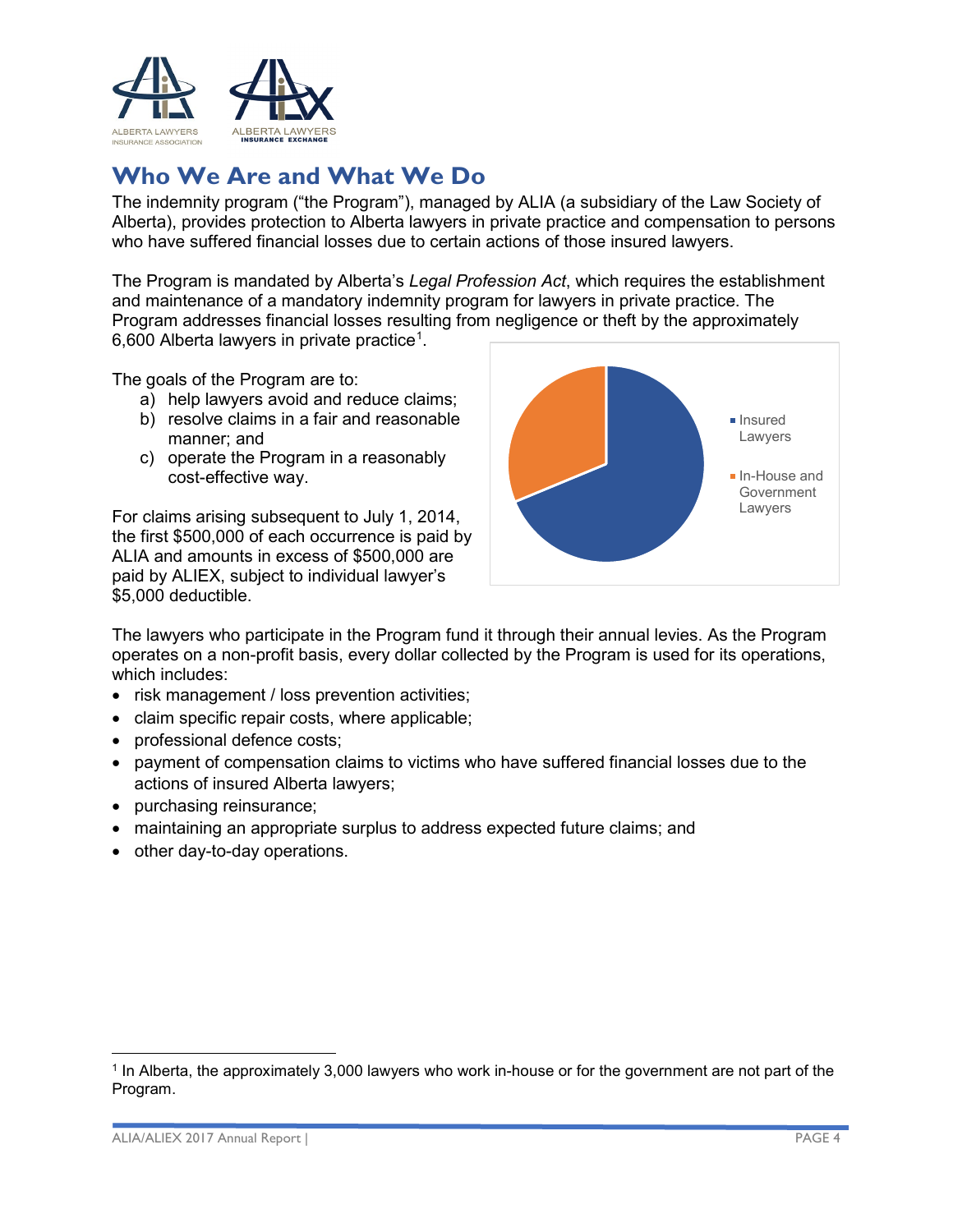## Who We Are and What We Do

The indemnity program ("the Program"), managed by ALIA (a subsidiary of the Law Society of Alberta), provides protection to Alberta lawyers in private practice and compensation to persons who have suffered financial losses due to certain actions of those insured lawyers.

The Program is mandated by Alberta's *Legal Profession Act*, which requires the establishment and maintenance of a mandatory indemnity program for lawyers in private practice. The Program addresses financial losses resulting from negligence or theft by the approximately 6,600 Alberta lawyers in private practice[1].

The goals of the Program are to:

a) help lawyers avoid and reduce claims;
b) resolve claims in a fair and reasonable manner; and
c) operate the Program in a reasonably cost-effective way.

For claims arising subsequent to July 1, 2014, the first $500,000 of each occurrence is paid by ALIA and amounts in excess of $500,000 are paid by ALIEX, subject to individual lawyer's $5,000 deductible.

Insured Lawyers

In-House and Government Lawyers

The lawyers who participate in the Program fund it through their annual levies. As the Program operates on a non-profit basis, every dollar collected by the Program is used for its operations, which includes:

- risk management / loss prevention activities;
- claim specific repair costs, where applicable;
- professional defence costs;
- payment of compensation claims to victims who have suffered financial losses due to the actions of insured Alberta lawyers;
- purchasing reinsurance;
- maintaining an appropriate surplus to address expected future claims; and
- other day-to-day operations.

[1] In Alberta, the approximately 3,000 lawyers who work in-house or for the government are not part of the Program.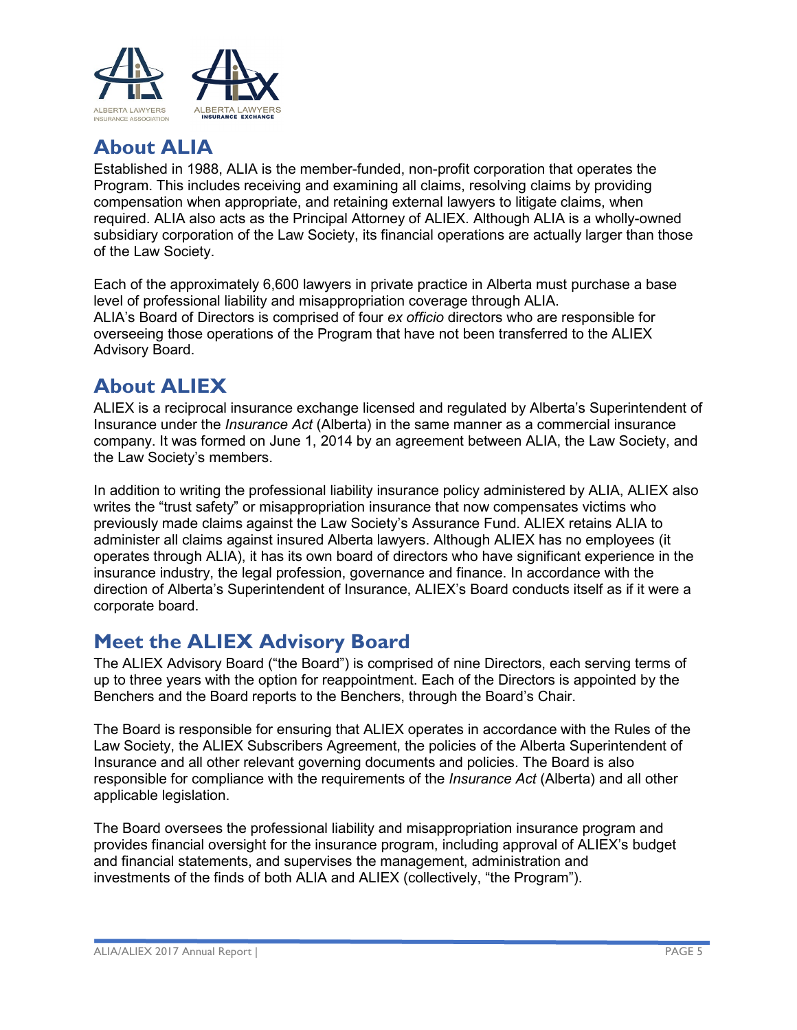ALBERTA LAWYERS INSURANCE ASSOCIATION

ALBERTA LAWYERS INSURANCE EXCHANGE

## About ALIA

Established in 1988, ALIA is the member-funded, non-profit corporation that operates the Program. This includes receiving and examining all claims, resolving claims by providing compensation when appropriate, and retaining external lawyers to litigate claims, when required. ALIA also acts as the Principal Attorney of ALIEX. Although ALIA is a wholly-owned subsidiary corporation of the Law Society, its financial operations are actually larger than those of the Law Society.

Each of the approximately 6,600 lawyers in private practice in Alberta must purchase a base level of professional liability and misappropriation coverage through ALIA.
ALIA's Board of Directors is comprised of four *ex officio* directors who are responsible for overseeing those operations of the Program that have not been transferred to the ALIEX Advisory Board.

## About ALIEX

ALIEX is a reciprocal insurance exchange licensed and regulated by Alberta's Superintendent of Insurance under the *Insurance Act* (Alberta) in the same manner as a commercial insurance company. It was formed on June 1, 2014 by an agreement between ALIA, the Law Society, and the Law Society's members.

In addition to writing the professional liability insurance policy administered by ALIA, ALIEX also writes the "trust safety" or misappropriation insurance that now compensates victims who previously made claims against the Law Society's Assurance Fund. ALIEX retains ALIA to administer all claims against insured Alberta lawyers. Although ALIEX has no employees (it operates through ALIA), it has its own board of directors who have significant experience in the insurance industry, the legal profession, governance and finance. In accordance with the direction of Alberta's Superintendent of Insurance, ALIEX's Board conducts itself as if it were a corporate board.

## Meet the ALIEX Advisory Board

The ALIEX Advisory Board ("the Board") is comprised of nine Directors, each serving terms of up to three years with the option for reappointment. Each of the Directors is appointed by the Benchers and the Board reports to the Benchers, through the Board's Chair.

The Board is responsible for ensuring that ALIEX operates in accordance with the Rules of the Law Society, the ALIEX Subscribers Agreement, the policies of the Alberta Superintendent of Insurance and all other relevant governing documents and policies. The Board is also responsible for compliance with the requirements of the *Insurance Act* (Alberta) and all other applicable legislation.

The Board oversees the professional liability and misappropriation insurance program and provides financial oversight for the insurance program, including approval of ALIEX's budget and financial statements, and supervises the management, administration and investments of the finds of both ALIA and ALIEX (collectively, "the Program").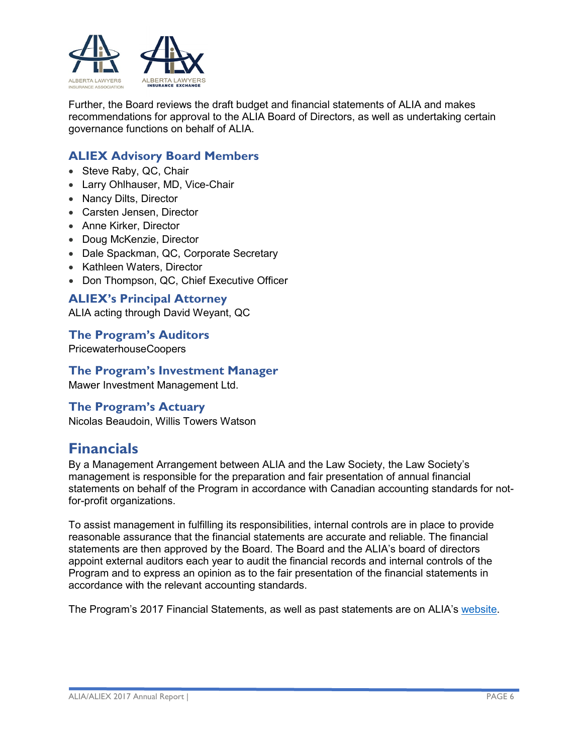Further, the Board reviews the draft budget and financial statements of ALIA and makes recommendations for approval to the ALIA Board of Directors, as well as undertaking certain governance functions on behalf of ALIA.

### ALIEX Advisory Board Members

- Steve Raby, QC, Chair
- Larry Ohlhauser, MD, Vice-Chair
- Nancy Dilts, Director
- Carsten Jensen, Director
- Anne Kirker, Director
- Doug McKenzie, Director
- Dale Spackman, QC, Corporate Secretary
- Kathleen Waters, Director
- Don Thompson, QC, Chief Executive Officer

### ALIEX's Principal Attorney

ALIA acting through David Weyant, QC

### The Program's Auditors

PricewaterhouseCoopers

### The Program's Investment Manager

Mawer Investment Management Ltd.

### The Program's Actuary

Nicolas Beaudoin, Willis Towers Watson

## Financials

By a Management Arrangement between ALIA and the Law Society, the Law Society's management is responsible for the preparation and fair presentation of annual financial statements on behalf of the Program in accordance with Canadian accounting standards for not-for-profit organizations.

To assist management in fulfilling its responsibilities, internal controls are in place to provide reasonable assurance that the financial statements are accurate and reliable. The financial statements are then approved by the Board. The Board and the ALIA's board of directors appoint external auditors each year to audit the financial records and internal controls of the Program and to express an opinion as to the fair presentation of the financial statements in accordance with the relevant accounting standards.

The Program's 2017 Financial Statements, as well as past statements are on ALIA's website.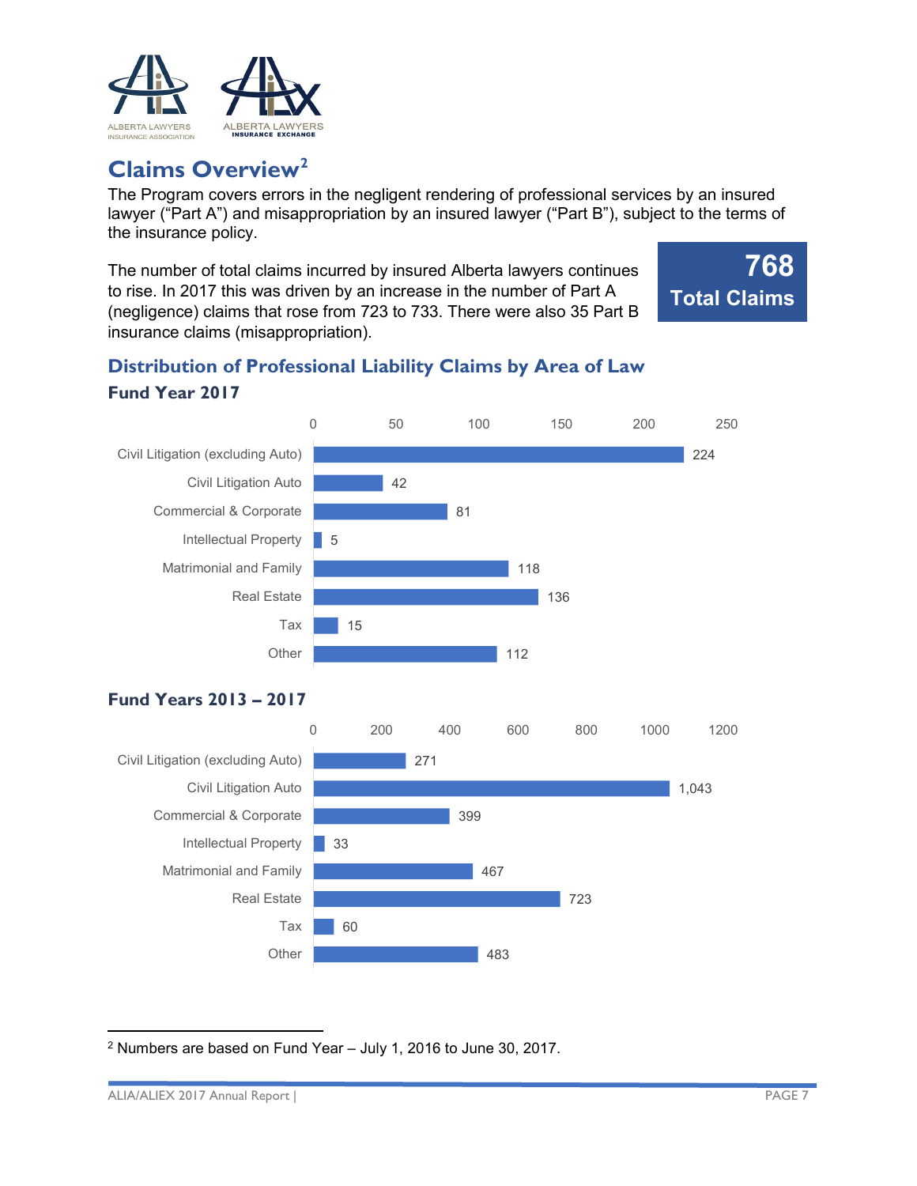# Claims Overview[2]

The Program covers errors in the negligent rendering of professional services by an insured lawyer ("Part A") and misappropriation by an insured lawyer ("Part B"), subject to the terms of the insurance policy.

**768 Total Claims**

The number of total claims incurred by insured Alberta lawyers continues to rise. In 2017 this was driven by an increase in the number of Part A (negligence) claims that rose from 723 to 733. There were also 35 Part B insurance claims (misappropriation).

## Distribution of Professional Liability Claims by Area of Law

### Fund Year 2017

| Area of Law | Claims |
|---|---|
| Civil Litigation (excluding Auto) | 224 |
| Civil Litigation Auto | 42 |
| Commercial & Corporate | 81 |
| Intellectual Property | 5 |
| Matrimonial and Family | 118 |
| Real Estate | 136 |
| Tax | 15 |
| Other | 112 |

### Fund Years 2013 – 2017

| Area of Law | Claims |
|---|---|
| Civil Litigation (excluding Auto) | 271 |
| Civil Litigation Auto | 1,043 |
| Commercial & Corporate | 399 |
| Intellectual Property | 33 |
| Matrimonial and Family | 467 |
| Real Estate | 723 |
| Tax | 60 |
| Other | 483 |

[2] Numbers are based on Fund Year – July 1, 2016 to June 30, 2017.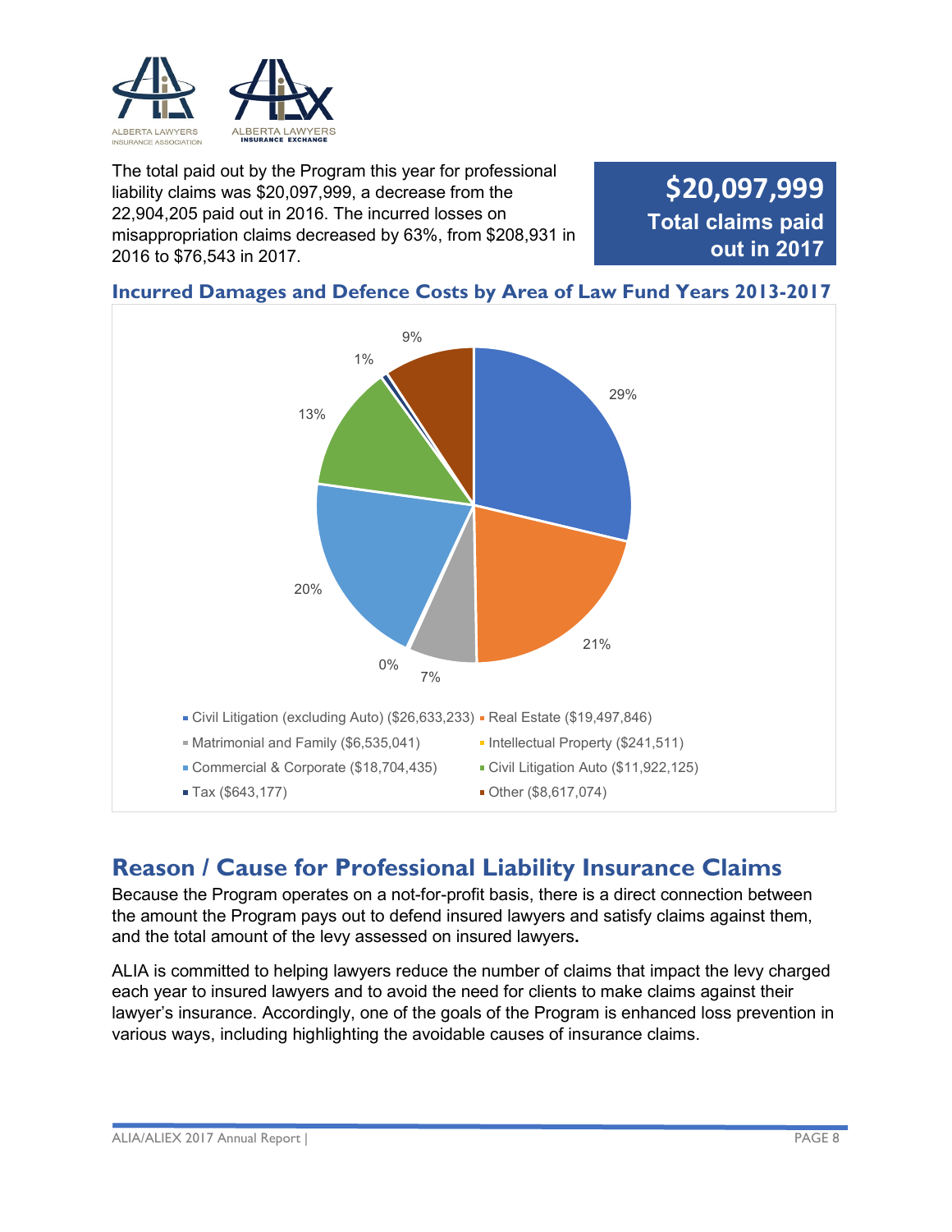The total paid out by the Program this year for professional liability claims was $20,097,999, a decrease from the 22,904,205 paid out in 2016. The incurred losses on misappropriation claims decreased by 63%, from $208,931 in 2016 to $76,543 in 2017.

**$20,097,999**
**Total claims paid out in 2017**

### Incurred Damages and Defence Costs by Area of Law Fund Years 2013-2017

| Area of Law | Amount | Percentage |
|---|---|---|
| Civil Litigation (excluding Auto) | $26,633,233 | 29% |
| Real Estate | $19,497,846 | 21% |
| Matrimonial and Family | $6,535,041 | 7% |
| Intellectual Property | $241,511 | 0% |
| Commercial & Corporate | $18,704,435 | 20% |
| Civil Litigation Auto | $11,922,125 | 13% |
| Tax | $643,177 | 1% |
| Other | $8,617,074 | 9% |

## Reason / Cause for Professional Liability Insurance Claims

Because the Program operates on a not-for-profit basis, there is a direct connection between the amount the Program pays out to defend insured lawyers and satisfy claims against them, and the total amount of the levy assessed on insured lawyers.

ALIA is committed to helping lawyers reduce the number of claims that impact the levy charged each year to insured lawyers and to avoid the need for clients to make claims against their lawyer's insurance. Accordingly, one of the goals of the Program is enhanced loss prevention in various ways, including highlighting the avoidable causes of insurance claims.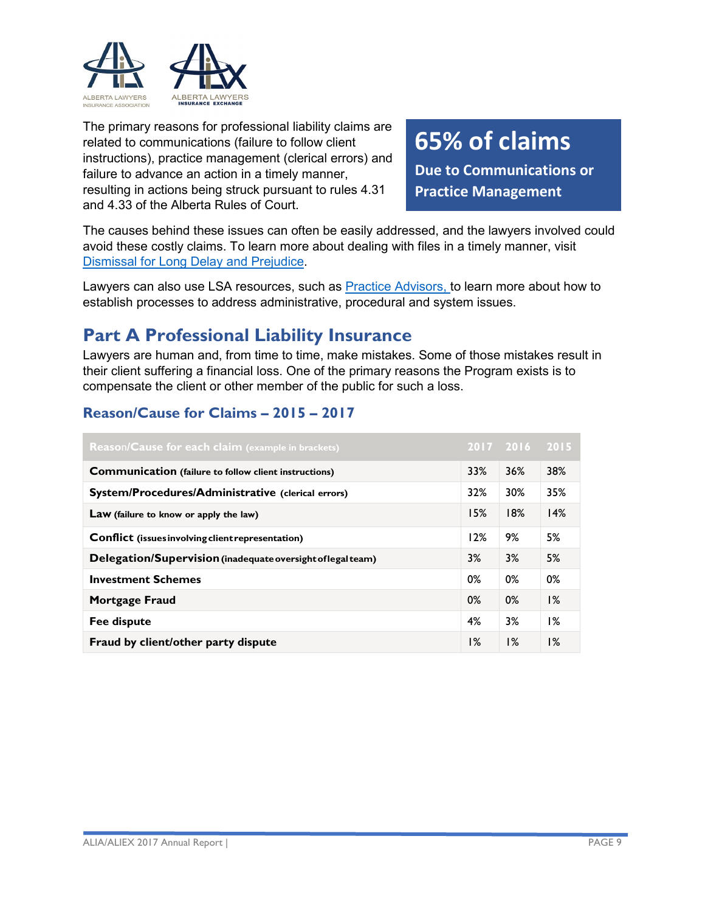The primary reasons for professional liability claims are related to communications (failure to follow client instructions), practice management (clerical errors) and failure to advance an action in a timely manner, resulting in actions being struck pursuant to rules 4.31 and 4.33 of the Alberta Rules of Court.

**65% of claims**

**Due to Communications or Practice Management**

The causes behind these issues can often be easily addressed, and the lawyers involved could avoid these costly claims. To learn more about dealing with files in a timely manner, visit Dismissal for Long Delay and Prejudice.

Lawyers can also use LSA resources, such as Practice Advisors, to learn more about how to establish processes to address administrative, procedural and system issues.

## Part A Professional Liability Insurance

Lawyers are human and, from time to time, make mistakes. Some of those mistakes result in their client suffering a financial loss. One of the primary reasons the Program exists is to compensate the client or other member of the public for such a loss.

### Reason/Cause for Claims – 2015 – 2017

| Reason/Cause for each claim (example in brackets) | 2017 | 2016 | 2015 |
|---|---|---|---|
| **Communication** (failure to follow client instructions) | 33% | 36% | 38% |
| **System/Procedures/Administrative** (clerical errors) | 32% | 30% | 35% |
| **Law** (failure to know or apply the law) | 15% | 18% | 14% |
| **Conflict** (issues involving client representation) | 12% | 9% | 5% |
| **Delegation/Supervision** (inadequate oversight of legal team) | 3% | 3% | 5% |
| **Investment Schemes** | 0% | 0% | 0% |
| **Mortgage Fraud** | 0% | 0% | 1% |
| **Fee dispute** | 4% | 3% | 1% |
| **Fraud by client/other party dispute** | 1% | 1% | 1% |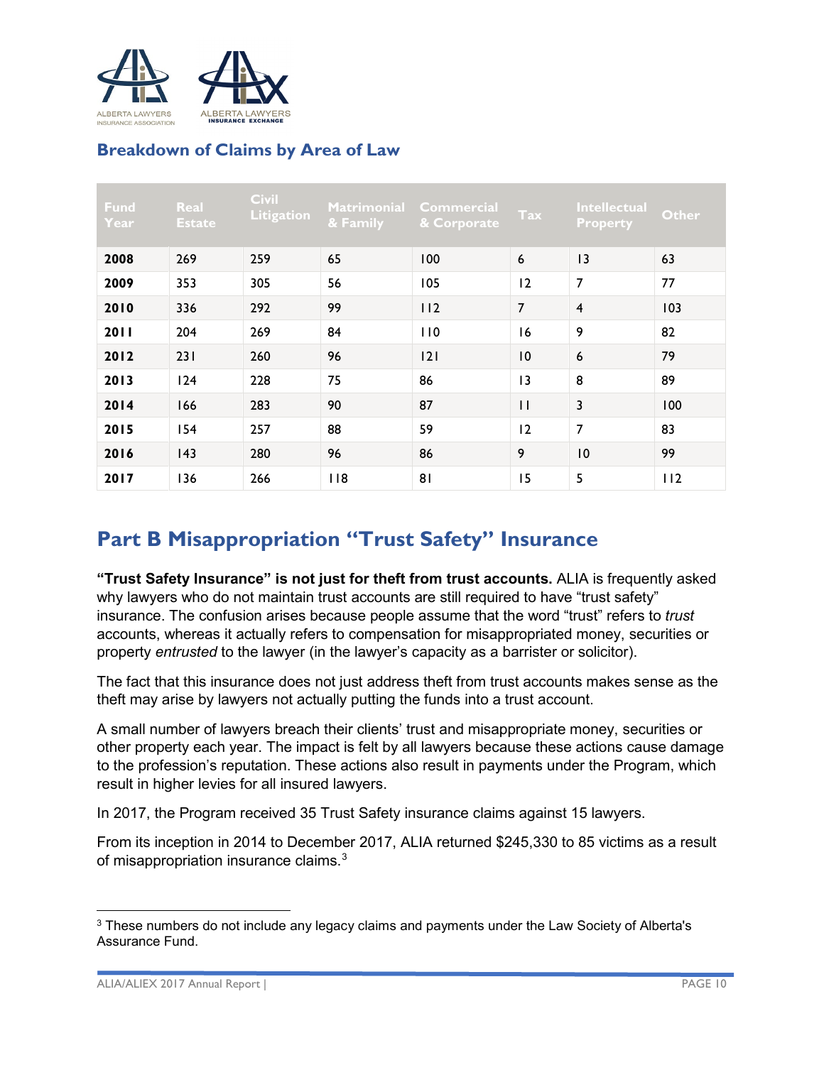## Breakdown of Claims by Area of Law

| Fund Year | Real Estate | Civil Litigation | Matrimonial & Family | Commercial & Corporate | Tax | Intellectual Property | Other |
|---|---|---|---|---|---|---|---|
| **2008** | 269 | 259 | 65 | 100 | 6 | 13 | 63 |
| **2009** | 353 | 305 | 56 | 105 | 12 | 7 | 77 |
| **2010** | 336 | 292 | 99 | 112 | 7 | 4 | 103 |
| **2011** | 204 | 269 | 84 | 110 | 16 | 9 | 82 |
| **2012** | 231 | 260 | 96 | 121 | 10 | 6 | 79 |
| **2013** | 124 | 228 | 75 | 86 | 13 | 8 | 89 |
| **2014** | 166 | 283 | 90 | 87 | 11 | 3 | 100 |
| **2015** | 154 | 257 | 88 | 59 | 12 | 7 | 83 |
| **2016** | 143 | 280 | 96 | 86 | 9 | 10 | 99 |
| **2017** | 136 | 266 | 118 | 81 | 15 | 5 | 112 |

## Part B Misappropriation "Trust Safety" Insurance

**"Trust Safety Insurance" is not just for theft from trust accounts.** ALIA is frequently asked why lawyers who do not maintain trust accounts are still required to have "trust safety" insurance. The confusion arises because people assume that the word "trust" refers to *trust* accounts, whereas it actually refers to compensation for misappropriated money, securities or property *entrusted* to the lawyer (in the lawyer's capacity as a barrister or solicitor).

The fact that this insurance does not just address theft from trust accounts makes sense as the theft may arise by lawyers not actually putting the funds into a trust account.

A small number of lawyers breach their clients' trust and misappropriate money, securities or other property each year. The impact is felt by all lawyers because these actions cause damage to the profession's reputation. These actions also result in payments under the Program, which result in higher levies for all insured lawyers.

In 2017, the Program received 35 Trust Safety insurance claims against 15 lawyers.

From its inception in 2014 to December 2017, ALIA returned $245,330 to 85 victims as a result of misappropriation insurance claims.[3]

[3] These numbers do not include any legacy claims and payments under the Law Society of Alberta's Assurance Fund.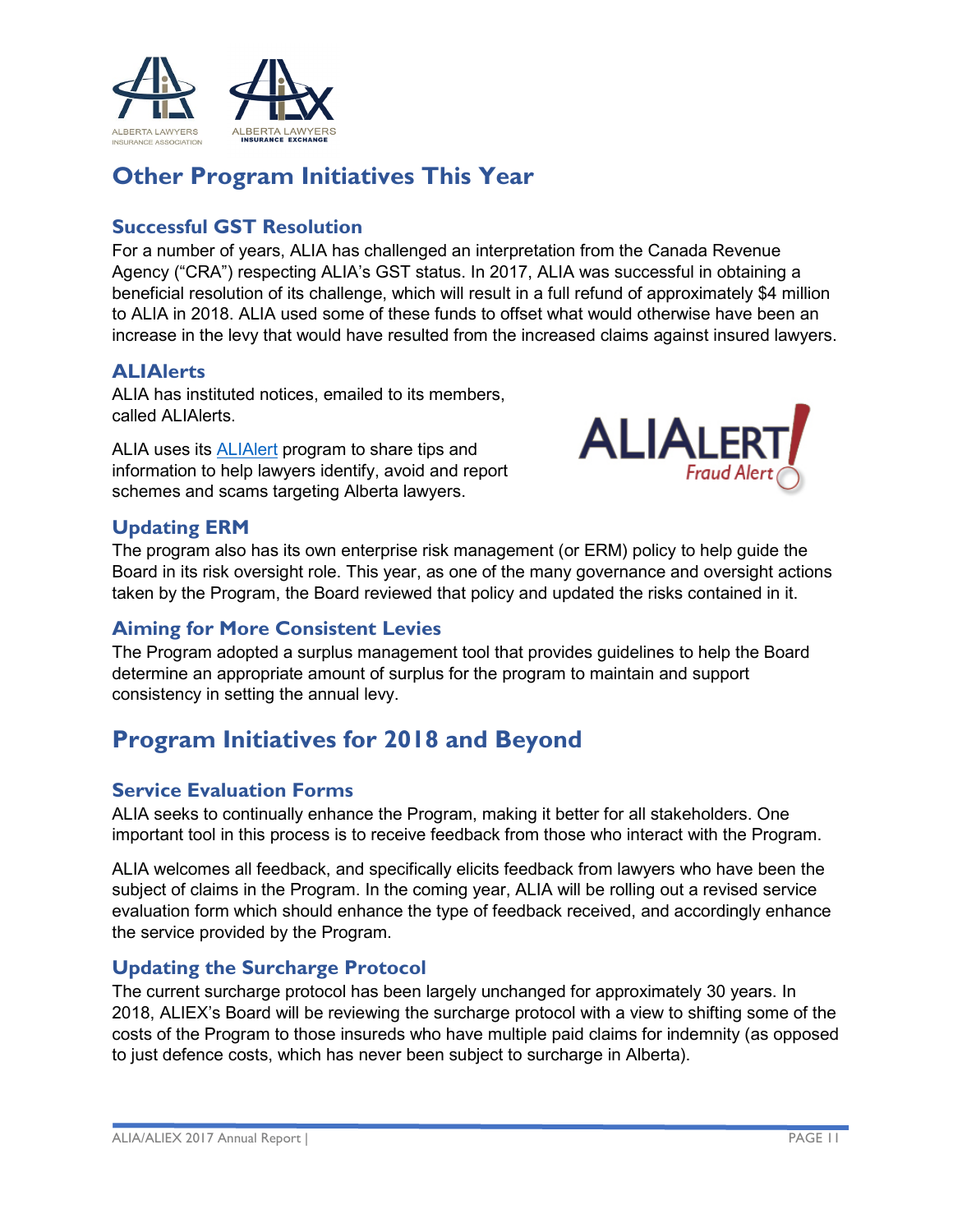# Other Program Initiatives This Year

## Successful GST Resolution

For a number of years, ALIA has challenged an interpretation from the Canada Revenue Agency ("CRA") respecting ALIA's GST status. In 2017, ALIA was successful in obtaining a beneficial resolution of its challenge, which will result in a full refund of approximately $4 million to ALIA in 2018. ALIA used some of these funds to offset what would otherwise have been an increase in the levy that would have resulted from the increased claims against insured lawyers.

## ALIAlerts

ALIA has instituted notices, emailed to its members, called ALIAlerts.

ALIA uses its ALIAlert program to share tips and information to help lawyers identify, avoid and report schemes and scams targeting Alberta lawyers.

## Updating ERM

The program also has its own enterprise risk management (or ERM) policy to help guide the Board in its risk oversight role. This year, as one of the many governance and oversight actions taken by the Program, the Board reviewed that policy and updated the risks contained in it.

## Aiming for More Consistent Levies

The Program adopted a surplus management tool that provides guidelines to help the Board determine an appropriate amount of surplus for the program to maintain and support consistency in setting the annual levy.

# Program Initiatives for 2018 and Beyond

## Service Evaluation Forms

ALIA seeks to continually enhance the Program, making it better for all stakeholders. One important tool in this process is to receive feedback from those who interact with the Program.

ALIA welcomes all feedback, and specifically elicits feedback from lawyers who have been the subject of claims in the Program. In the coming year, ALIA will be rolling out a revised service evaluation form which should enhance the type of feedback received, and accordingly enhance the service provided by the Program.

## Updating the Surcharge Protocol

The current surcharge protocol has been largely unchanged for approximately 30 years. In 2018, ALIEX's Board will be reviewing the surcharge protocol with a view to shifting some of the costs of the Program to those insureds who have multiple paid claims for indemnity (as opposed to just defence costs, which has never been subject to surcharge in Alberta).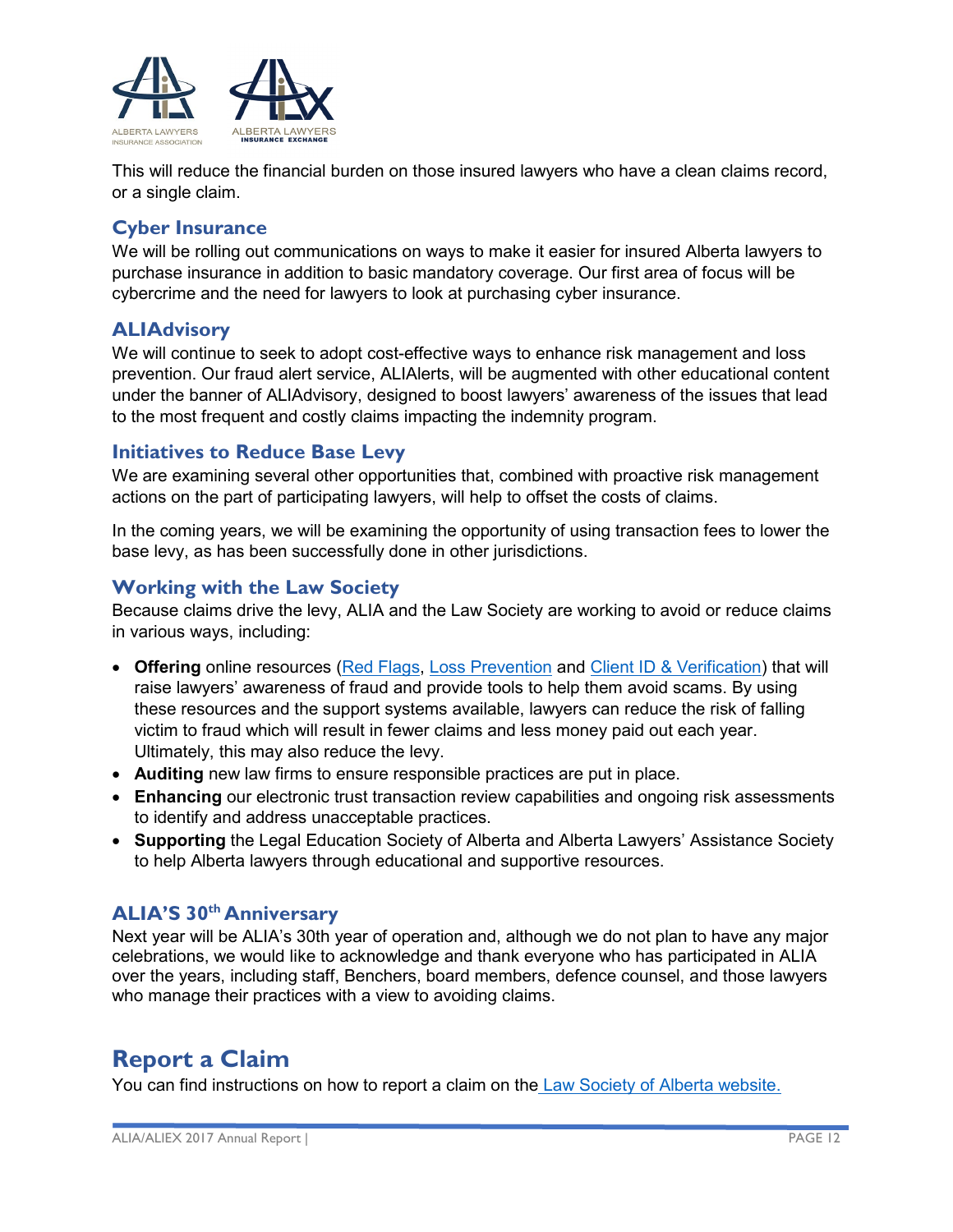This will reduce the financial burden on those insured lawyers who have a clean claims record, or a single claim.

### Cyber Insurance

We will be rolling out communications on ways to make it easier for insured Alberta lawyers to purchase insurance in addition to basic mandatory coverage. Our first area of focus will be cybercrime and the need for lawyers to look at purchasing cyber insurance.

### ALIAdvisory

We will continue to seek to adopt cost-effective ways to enhance risk management and loss prevention. Our fraud alert service, ALIAlerts, will be augmented with other educational content under the banner of ALIAdvisory, designed to boost lawyers' awareness of the issues that lead to the most frequent and costly claims impacting the indemnity program.

### Initiatives to Reduce Base Levy

We are examining several other opportunities that, combined with proactive risk management actions on the part of participating lawyers, will help to offset the costs of claims.

In the coming years, we will be examining the opportunity of using transaction fees to lower the base levy, as has been successfully done in other jurisdictions.

### Working with the Law Society

Because claims drive the levy, ALIA and the Law Society are working to avoid or reduce claims in various ways, including:

- **Offering** online resources (Red Flags, Loss Prevention and Client ID & Verification) that will raise lawyers' awareness of fraud and provide tools to help them avoid scams. By using these resources and the support systems available, lawyers can reduce the risk of falling victim to fraud which will result in fewer claims and less money paid out each year. Ultimately, this may also reduce the levy.
- **Auditing** new law firms to ensure responsible practices are put in place.
- **Enhancing** our electronic trust transaction review capabilities and ongoing risk assessments to identify and address unacceptable practices.
- **Supporting** the Legal Education Society of Alberta and Alberta Lawyers' Assistance Society to help Alberta lawyers through educational and supportive resources.

### ALIA'S 30th Anniversary

Next year will be ALIA's 30th year of operation and, although we do not plan to have any major celebrations, we would like to acknowledge and thank everyone who has participated in ALIA over the years, including staff, Benchers, board members, defence counsel, and those lawyers who manage their practices with a view to avoiding claims.

## Report a Claim

You can find instructions on how to report a claim on the Law Society of Alberta website.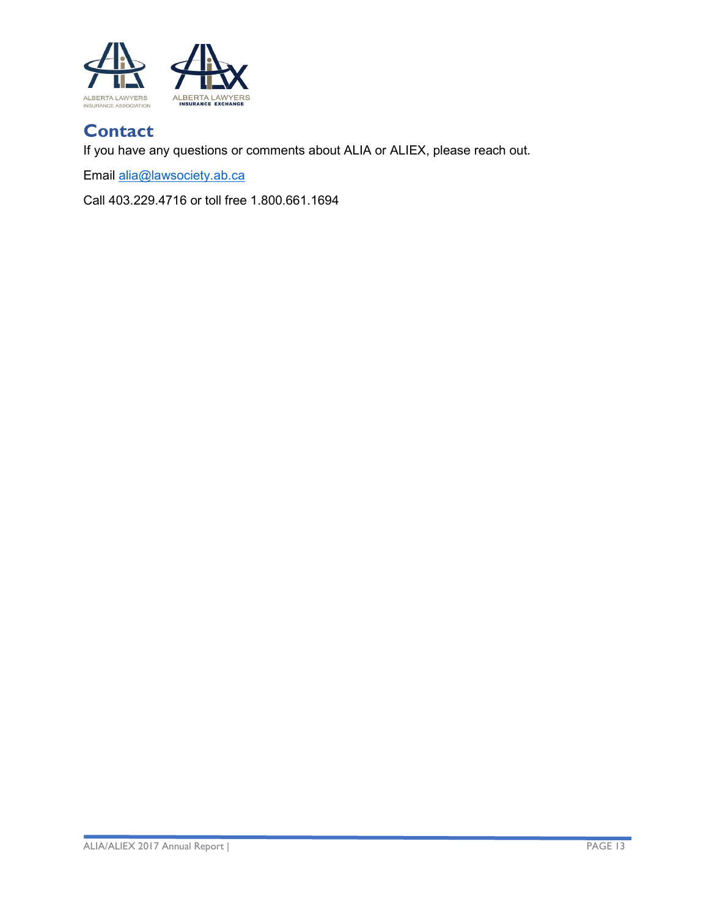# Contact

If you have any questions or comments about ALIA or ALIEX, please reach out.

Email alia@lawsociety.ab.ca

Call 403.229.4716 or toll free 1.800.661.1694